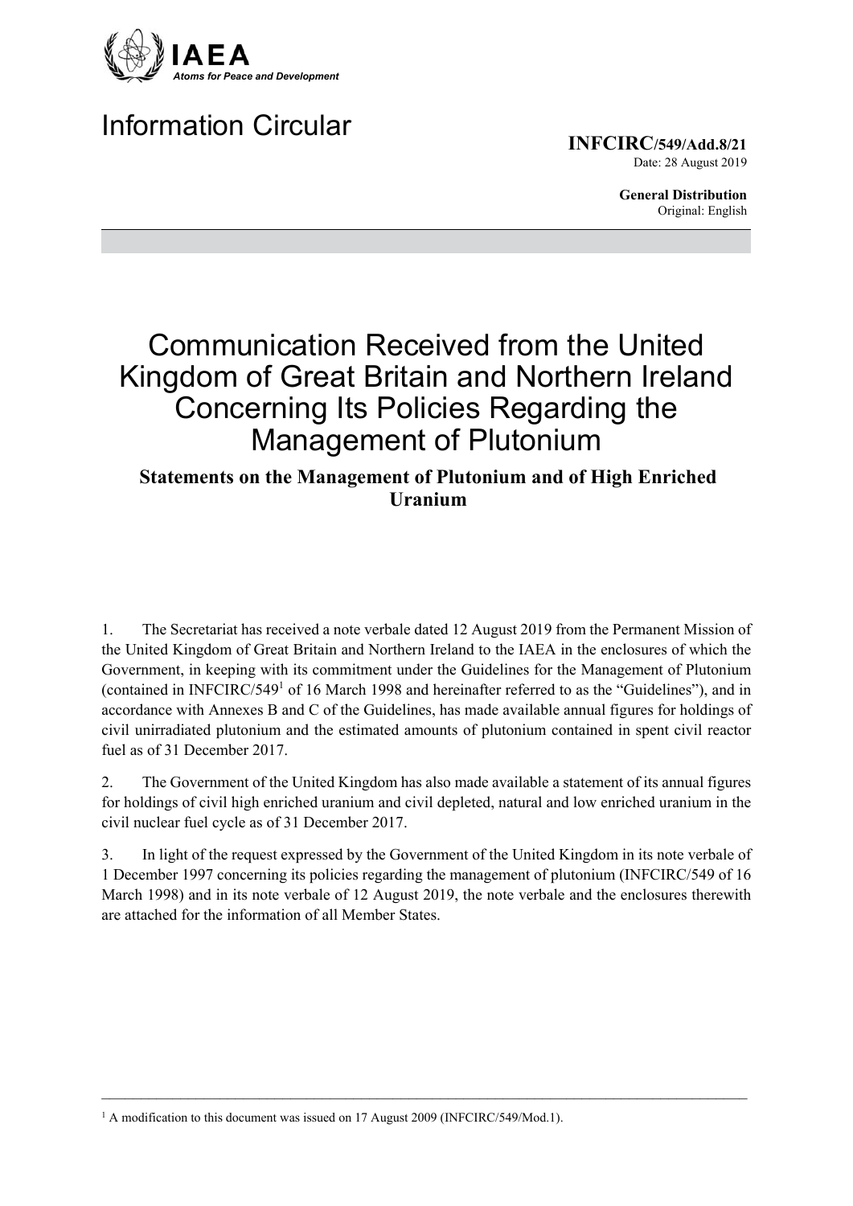IAEA

*Atoms for Peace and Development*

# Information Circular

**INFCIRC/549/Add.8/21**
Date: 28 August 2019

**General Distribution**
Original: English

# Communication Received from the United Kingdom of Great Britain and Northern Ireland Concerning Its Policies Regarding the Management of Plutonium

## Statements on the Management of Plutonium and of High Enriched Uranium

1. The Secretariat has received a note verbale dated 12 August 2019 from the Permanent Mission of the United Kingdom of Great Britain and Northern Ireland to the IAEA in the enclosures of which the Government, in keeping with its commitment under the Guidelines for the Management of Plutonium (contained in INFCIRC/549[1] of 16 March 1998 and hereinafter referred to as the "Guidelines"), and in accordance with Annexes B and C of the Guidelines, has made available annual figures for holdings of civil unirradiated plutonium and the estimated amounts of plutonium contained in spent civil reactor fuel as of 31 December 2017.

2. The Government of the United Kingdom has also made available a statement of its annual figures for holdings of civil high enriched uranium and civil depleted, natural and low enriched uranium in the civil nuclear fuel cycle as of 31 December 2017.

3. In light of the request expressed by the Government of the United Kingdom in its note verbale of 1 December 1997 concerning its policies regarding the management of plutonium (INFCIRC/549 of 16 March 1998) and in its note verbale of 12 August 2019, the note verbale and the enclosures therewith are attached for the information of all Member States.

---

[1] A modification to this document was issued on 17 August 2009 (INFCIRC/549/Mod.1).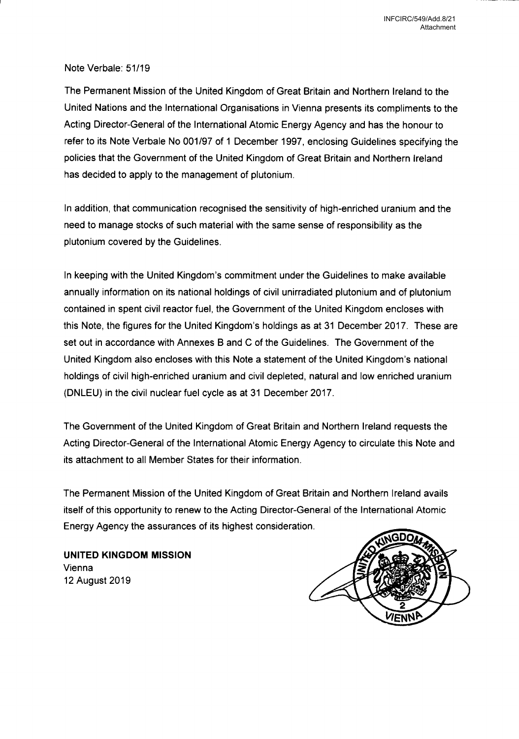Note Verbale: 51/19

The Permanent Mission of the United Kingdom of Great Britain and Northern Ireland to the United Nations and the International Organisations in Vienna presents its compliments to the Acting Director-General of the International Atomic Energy Agency and has the honour to refer to its Note Verbale No 001/97 of 1 December 1997, enclosing Guidelines specifying the policies that the Government of the United Kingdom of Great Britain and Northern Ireland has decided to apply to the management of plutonium.

In addition, that communication recognised the sensitivity of high-enriched uranium and the need to manage stocks of such material with the same sense of responsibility as the plutonium covered by the Guidelines.

In keeping with the United Kingdom's commitment under the Guidelines to make available annually information on its national holdings of civil unirradiated plutonium and of plutonium contained in spent civil reactor fuel, the Government of the United Kingdom encloses with this Note, the figures for the United Kingdom's holdings as at 31 December 2017. These are set out in accordance with Annexes B and C of the Guidelines. The Government of the United Kingdom also encloses with this Note a statement of the United Kingdom's national holdings of civil high-enriched uranium and civil depleted, natural and low enriched uranium (DNLEU) in the civil nuclear fuel cycle as at 31 December 2017.

The Government of the United Kingdom of Great Britain and Northern Ireland requests the Acting Director-General of the International Atomic Energy Agency to circulate this Note and its attachment to all Member States for their information.

The Permanent Mission of the United Kingdom of Great Britain and Northern Ireland avails itself of this opportunity to renew to the Acting Director-General of the International Atomic Energy Agency the assurances of its highest consideration.

**UNITED KINGDOM MISSION**
Vienna
12 August 2019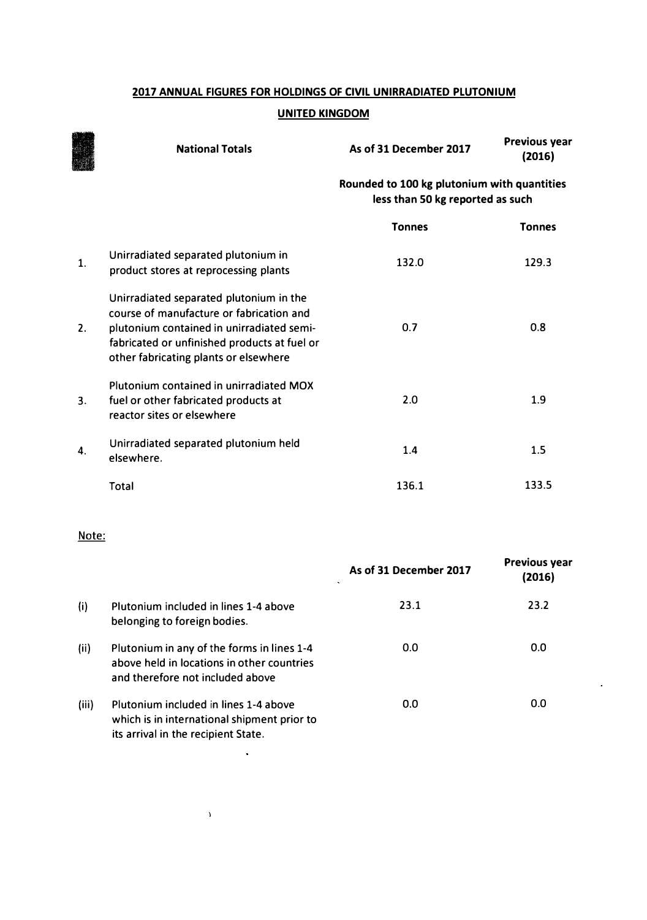## 2017 ANNUAL FIGURES FOR HOLDINGS OF CIVIL UNIRRADIATED PLUTONIUM

### UNITED KINGDOM

| | National Totals | As of 31 December 2017 | Previous year (2016) |
|---|---|---|---|
| | | Rounded to 100 kg plutonium with quantities less than 50 kg reported as such | |
| | | Tonnes | Tonnes |
| 1. | Unirradiated separated plutonium in product stores at reprocessing plants | 132.0 | 129.3 |
| 2. | Unirradiated separated plutonium in the course of manufacture or fabrication and plutonium contained in unirradiated semi-fabricated or unfinished products at fuel or other fabricating plants or elsewhere | 0.7 | 0.8 |
| 3. | Plutonium contained in unirradiated MOX fuel or other fabricated products at reactor sites or elsewhere | 2.0 | 1.9 |
| 4. | Unirradiated separated plutonium held elsewhere. | 1.4 | 1.5 |
| | Total | 136.1 | 133.5 |

Note:

| | | As of 31 December 2017 | Previous year (2016) |
|---|---|---|---|
| (i) | Plutonium included in lines 1-4 above belonging to foreign bodies. | 23.1 | 23.2 |
| (ii) | Plutonium in any of the forms in lines 1-4 above held in locations in other countries and therefore not included above | 0.0 | 0.0 |
| (iii) | Plutonium included in lines 1-4 above which is in international shipment prior to its arrival in the recipient State. | 0.0 | 0.0 |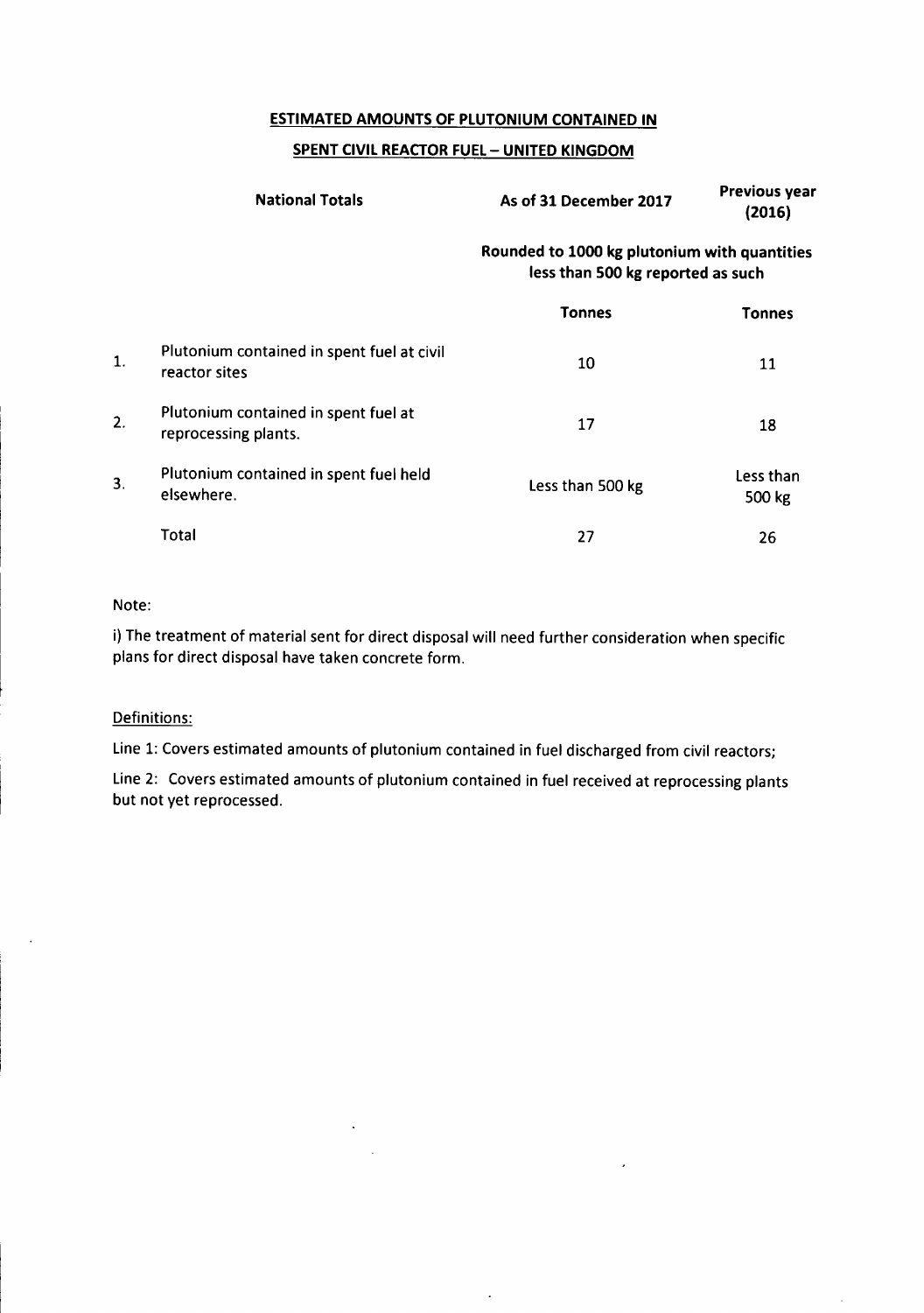## ESTIMATED AMOUNTS OF PLUTONIUM CONTAINED IN

## SPENT CIVIL REACTOR FUEL – UNITED KINGDOM

| | National Totals | As of 31 December 2017 | Previous year (2016) |
|---|---|---|---|
| | | Rounded to 1000 kg plutonium with quantities less than 500 kg reported as such | |
| | | Tonnes | Tonnes |
| 1. | Plutonium contained in spent fuel at civil reactor sites | 10 | 11 |
| 2. | Plutonium contained in spent fuel at reprocessing plants. | 17 | 18 |
| 3. | Plutonium contained in spent fuel held elsewhere. | Less than 500 kg | Less than 500 kg |
| | Total | 27 | 26 |

Note:

i) The treatment of material sent for direct disposal will need further consideration when specific plans for direct disposal have taken concrete form.

Definitions:

Line 1: Covers estimated amounts of plutonium contained in fuel discharged from civil reactors;

Line 2: Covers estimated amounts of plutonium contained in fuel received at reprocessing plants but not yet reprocessed.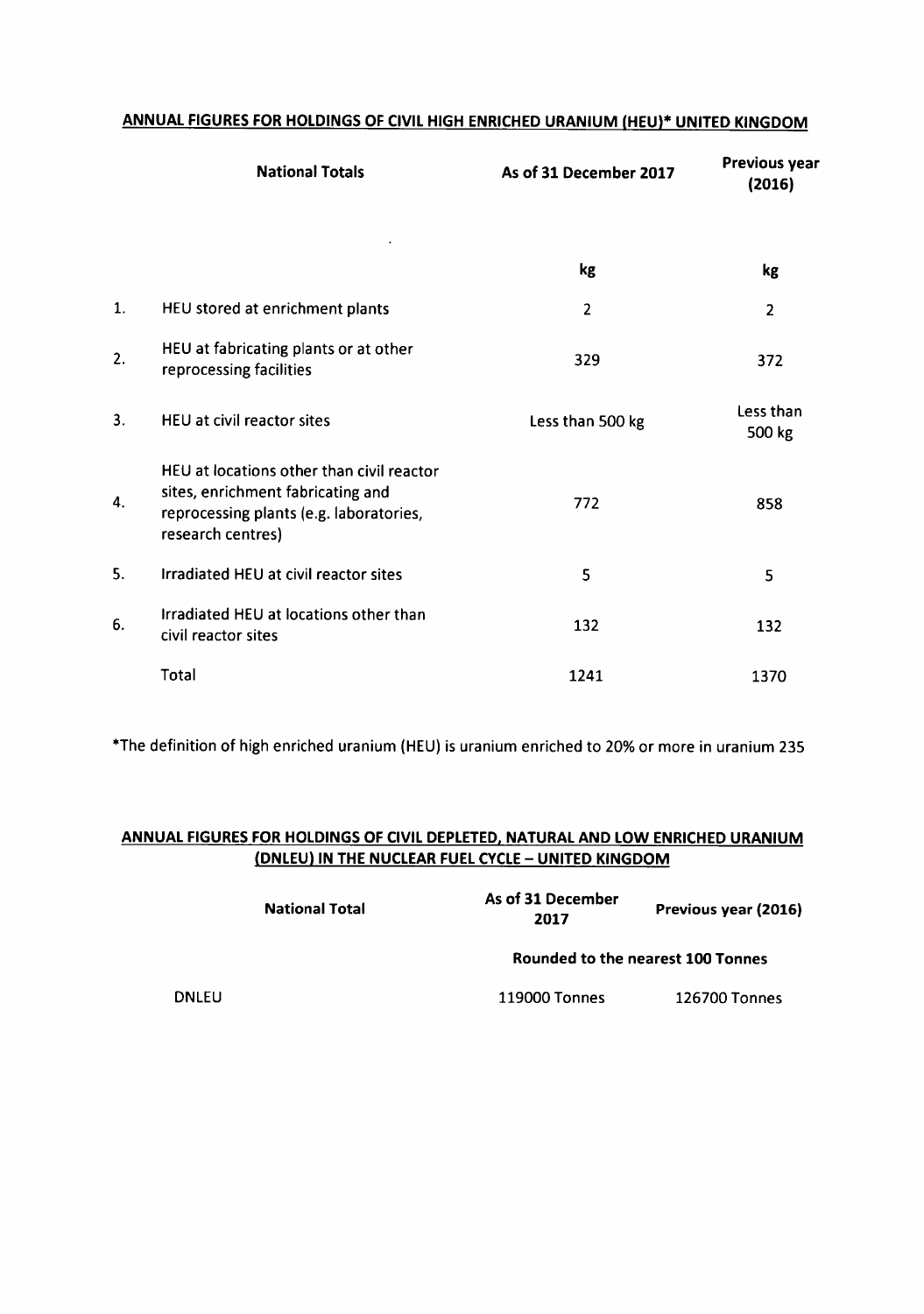## ANNUAL FIGURES FOR HOLDINGS OF CIVIL HIGH ENRICHED URANIUM (HEU)* UNITED KINGDOM

| | National Totals | As of 31 December 2017 | Previous year (2016) |
|---|---|---|---|
| | | kg | kg |
| 1. | HEU stored at enrichment plants | 2 | 2 |
| 2. | HEU at fabricating plants or at other reprocessing facilities | 329 | 372 |
| 3. | HEU at civil reactor sites | Less than 500 kg | Less than 500 kg |
| 4. | HEU at locations other than civil reactor sites, enrichment fabricating and reprocessing plants (e.g. laboratories, research centres) | 772 | 858 |
| 5. | Irradiated HEU at civil reactor sites | 5 | 5 |
| 6. | Irradiated HEU at locations other than civil reactor sites | 132 | 132 |
| | Total | 1241 | 1370 |

*The definition of high enriched uranium (HEU) is uranium enriched to 20% or more in uranium 235

## ANNUAL FIGURES FOR HOLDINGS OF CIVIL DEPLETED, NATURAL AND LOW ENRICHED URANIUM (DNLEU) IN THE NUCLEAR FUEL CYCLE – UNITED KINGDOM

| National Total | As of 31 December 2017 | Previous year (2016) |
|---|---|---|
| | Rounded to the nearest 100 Tonnes | |
| DNLEU | 119000 Tonnes | 126700 Tonnes |